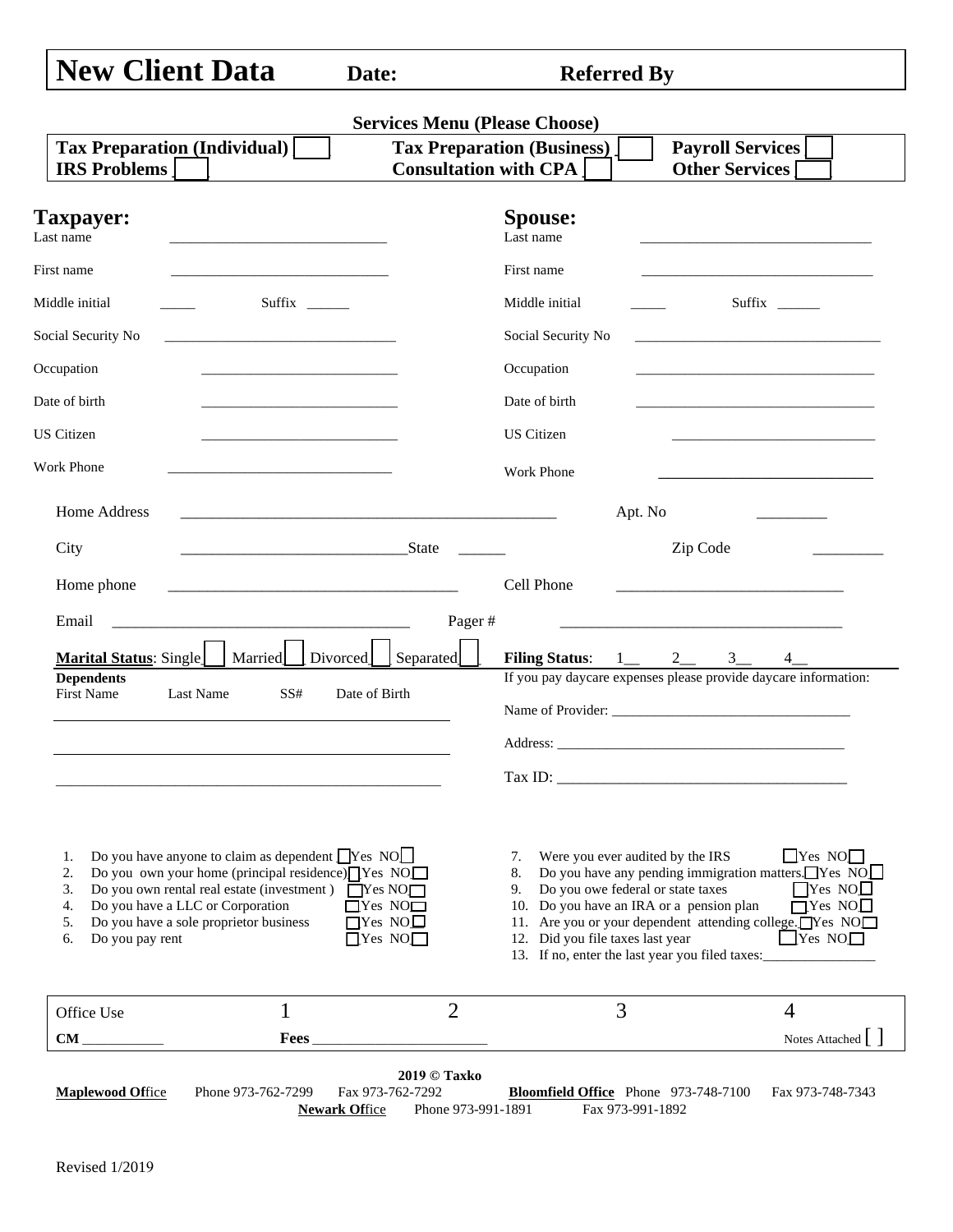# New Client Data **Date:** **Referred By**

**Services Menu (Please Choose)**

| | | |
|---|---|---|
| **Tax Preparation (Individual)** [ ] | **Tax Preparation (Business)** [ ] | **Payroll Services** [ ] |
| **IRS Problems** [ ] | **Consultation with CPA** [ ] | **Other Services** [ ] |

## Taxpayer:

Last name ____________________________

First name ____________________________

Middle initial _____ Suffix ______

Social Security No ____________________________

Occupation ____________________________

Date of birth ____________________________

US Citizen ____________________________

Work Phone ____________________________

## Spouse:

Last name ____________________________

First name ____________________________

Middle initial _____ Suffix ______

Social Security No ____________________________

Occupation ____________________________

Date of birth ____________________________

US Citizen ____________________________

Work Phone ____________________________

Home Address ______________________________________________ Apt. No _________

City ______________________________State ______ Zip Code _________

Home phone ____________________________________ Cell Phone ____________________________

Email ____________________________________ Pager # ____________________________________

**Marital Status**: Single[ ] Married[ ] Divorced[ ] Separated[ ]

**Filing Status**: 1__ 2__ 3__ 4__

**Dependents**

First Name Last Name SS# Date of Birth

_____________________________________________________

_____________________________________________________

_____________________________________________________

If you pay daycare expenses please provide daycare information:

Name of Provider: ____________________________________

Address: ____________________________________

Tax ID: ____________________________________

1. Do you have anyone to claim as dependent [ ]Yes NO[ ]
2. Do you own your home (principal residence)[ ]Yes NO[ ]
3. Do you own rental real estate (investment ) [ ]Yes NO[ ]
4. Do you have a LLC or Corporation [ ]Yes NO[ ]
5. Do you have a sole proprietor business [ ]Yes NO[ ]
6. Do you pay rent [ ]Yes NO[ ]
7. Were you ever audited by the IRS [ ]Yes NO[ ]
8. Do you have any pending immigration matters.[ ]Yes NO[ ]
9. Do you owe federal or state taxes [ ]Yes NO[ ]
10. Do you have an IRA or a pension plan [ ]Yes NO[ ]
11. Are you or your dependent attending college.[ ]Yes NO[ ]
12. Did you file taxes last year [ ]Yes NO[ ]
13. If no, enter the last year you filed taxes:________________

| Office Use | 1 | 2 | 3 | 4 |
|---|---|---|---|---|
| **CM** ___________ | **Fees** ________________________ | | | Notes Attached [ ] |

**2019 © Taxko**

**Maplewood Office** Phone 973-762-7299 Fax 973-762-7292 **Bloomfield Office** Phone 973-748-7100 Fax 973-748-7343

**Newark Office** Phone 973-991-1891 Fax 973-991-1892

Revised 1/2019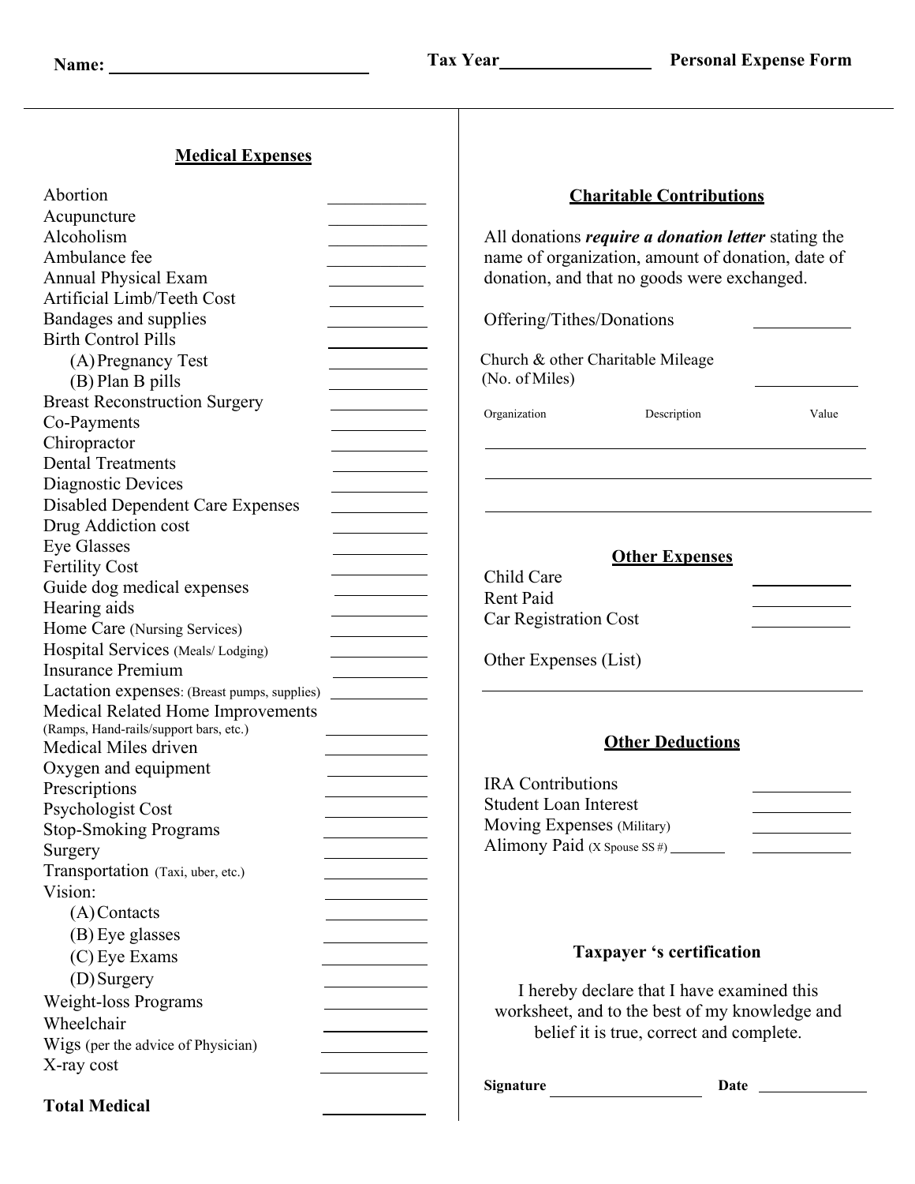**Name:** ______________________________ **Tax Year** ________________ **Personal Expense Form**

## Medical Expenses

| | |
|---|---|
| Abortion | ________ |
| Acupuncture | ________ |
| Alcoholism | ________ |
| Ambulance fee | ________ |
| Annual Physical Exam | ________ |
| Artificial Limb/Teeth Cost | ________ |
| Bandages and supplies | ________ |
| Birth Control Pills | ________ |
| (A) Pregnancy Test | ________ |
| (B) Plan B pills | ________ |
| Breast Reconstruction Surgery | ________ |
| Co-Payments | ________ |
| Chiropractor | ________ |
| Dental Treatments | ________ |
| Diagnostic Devices | ________ |
| Disabled Dependent Care Expenses | ________ |
| Drug Addiction cost | ________ |
| Eye Glasses | ________ |
| Fertility Cost | ________ |
| Guide dog medical expenses | ________ |
| Hearing aids | ________ |
| Home Care (Nursing Services) | ________ |
| Hospital Services (Meals/ Lodging) | ________ |
| Insurance Premium | ________ |
| Lactation expenses: (Breast pumps, supplies) | ________ |
| Medical Related Home Improvements (Ramps, Hand-rails/support bars, etc.) | ________ |
| Medical Miles driven | ________ |
| Oxygen and equipment | ________ |
| Prescriptions | ________ |
| Psychologist Cost | ________ |
| Stop-Smoking Programs | ________ |
| Surgery | ________ |
| Transportation (Taxi, uber, etc.) | ________ |
| Vision: | ________ |
| (A) Contacts | ________ |
| (B) Eye glasses | ________ |
| (C) Eye Exams | ________ |
| (D) Surgery | ________ |
| Weight-loss Programs | ________ |
| Wheelchair | ________ |
| Wigs (per the advice of Physician) | ________ |
| X-ray cost | ________ |
| **Total Medical** | ________ |

## Charitable Contributions

All donations ***require a donation letter*** stating the name of organization, amount of donation, date of donation, and that no goods were exchanged.

Offering/Tithes/Donations ________

Church & other Charitable Mileage (No. of Miles) ________

| Organization | Description | Value |
|---|---|---|
| | | |
| | | |
| | | |

## Other Expenses

Child Care ________

Rent Paid ________

Car Registration Cost ________

Other Expenses (List)

______________________________

## Other Deductions

IRA Contributions ________

Student Loan Interest ________

Moving Expenses (Military) ________

Alimony Paid (X Spouse SS #) ________ ________

### Taxpayer 's certification

I hereby declare that I have examined this worksheet, and to the best of my knowledge and belief it is true, correct and complete.

**Signature** ____________________ **Date** ____________